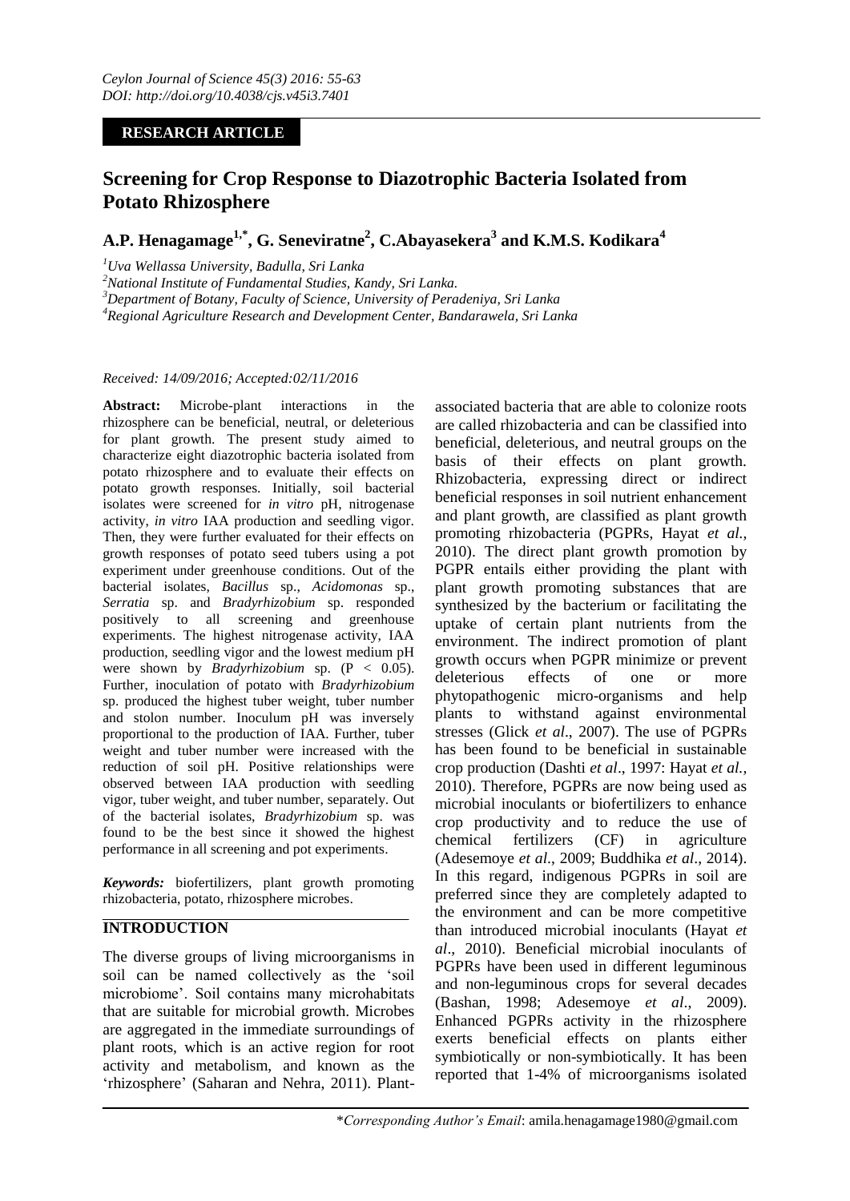**RESEARCH ARTICLE**

# Screening for Crop Response to Diazotrophic Bacteria Isolated from Potato Rhizosphere

**A.P. Henagamage[1,*], G. Seneviratne[2], C.Abayasekera[3] and K.M.S. Kodikara[4]**

*[1]Uva Wellassa University, Badulla, Sri Lanka*

*[2]National Institute of Fundamental Studies, Kandy, Sri Lanka.*

*[3]Department of Botany, Faculty of Science, University of Peradeniya, Sri Lanka*

*[4]Regional Agriculture Research and Development Center, Bandarawela, Sri Lanka*

*Received: 14/09/2016; Accepted:02/11/2016*

**Abstract:** Microbe-plant interactions in the rhizosphere can be beneficial, neutral, or deleterious for plant growth. The present study aimed to characterize eight diazotrophic bacteria isolated from potato rhizosphere and to evaluate their effects on potato growth responses. Initially, soil bacterial isolates were screened for *in vitro* pH, nitrogenase activity, *in vitro* IAA production and seedling vigor. Then, they were further evaluated for their effects on growth responses of potato seed tubers using a pot experiment under greenhouse conditions. Out of the bacterial isolates, *Bacillus* sp., *Acidomonas* sp., *Serratia* sp. and *Bradyrhizobium* sp. responded positively to all screening and greenhouse experiments. The highest nitrogenase activity, IAA production, seedling vigor and the lowest medium pH were shown by *Bradyrhizobium* sp. ($P < 0.05$). Further, inoculation of potato with *Bradyrhizobium* sp. produced the highest tuber weight, tuber number and stolon number. Inoculum pH was inversely proportional to the production of IAA. Further, tuber weight and tuber number were increased with the reduction of soil pH. Positive relationships were observed between IAA production with seedling vigor, tuber weight, and tuber number, separately. Out of the bacterial isolates, *Bradyrhizobium* sp. was found to be the best since it showed the highest performance in all screening and pot experiments.

***Keywords:*** biofertilizers, plant growth promoting rhizobacteria, potato, rhizosphere microbes.

## INTRODUCTION

The diverse groups of living microorganisms in soil can be named collectively as the 'soil microbiome'. Soil contains many microhabitats that are suitable for microbial growth. Microbes are aggregated in the immediate surroundings of plant roots, which is an active region for root activity and metabolism, and known as the 'rhizosphere' (Saharan and Nehra, 2011). Plant-associated bacteria that are able to colonize roots are called rhizobacteria and can be classified into beneficial, deleterious, and neutral groups on the basis of their effects on plant growth. Rhizobacteria, expressing direct or indirect beneficial responses in soil nutrient enhancement and plant growth, are classified as plant growth promoting rhizobacteria (PGPRs, Hayat *et al.,* 2010). The direct plant growth promotion by PGPR entails either providing the plant with plant growth promoting substances that are synthesized by the bacterium or facilitating the uptake of certain plant nutrients from the environment. The indirect promotion of plant growth occurs when PGPR minimize or prevent deleterious effects of one or more phytopathogenic micro-organisms and help plants to withstand against environmental stresses (Glick *et al*., 2007). The use of PGPRs has been found to be beneficial in sustainable crop production (Dashti *et al*., 1997: Hayat *et al.,* 2010). Therefore, PGPRs are now being used as microbial inoculants or biofertilizers to enhance crop productivity and to reduce the use of chemical fertilizers (CF) in agriculture (Adesemoye *et al*., 2009; Buddhika *et al*., 2014). In this regard, indigenous PGPRs in soil are preferred since they are completely adapted to the environment and can be more competitive than introduced microbial inoculants (Hayat *et al*., 2010). Beneficial microbial inoculants of PGPRs have been used in different leguminous and non-leguminous crops for several decades (Bashan, 1998; Adesemoye *et al*., 2009). Enhanced PGPRs activity in the rhizosphere exerts beneficial effects on plants either symbiotically or non-symbiotically. It has been reported that 1-4% of microorganisms isolated

\**Corresponding Author's Email*: amila.henagamage1980@gmail.com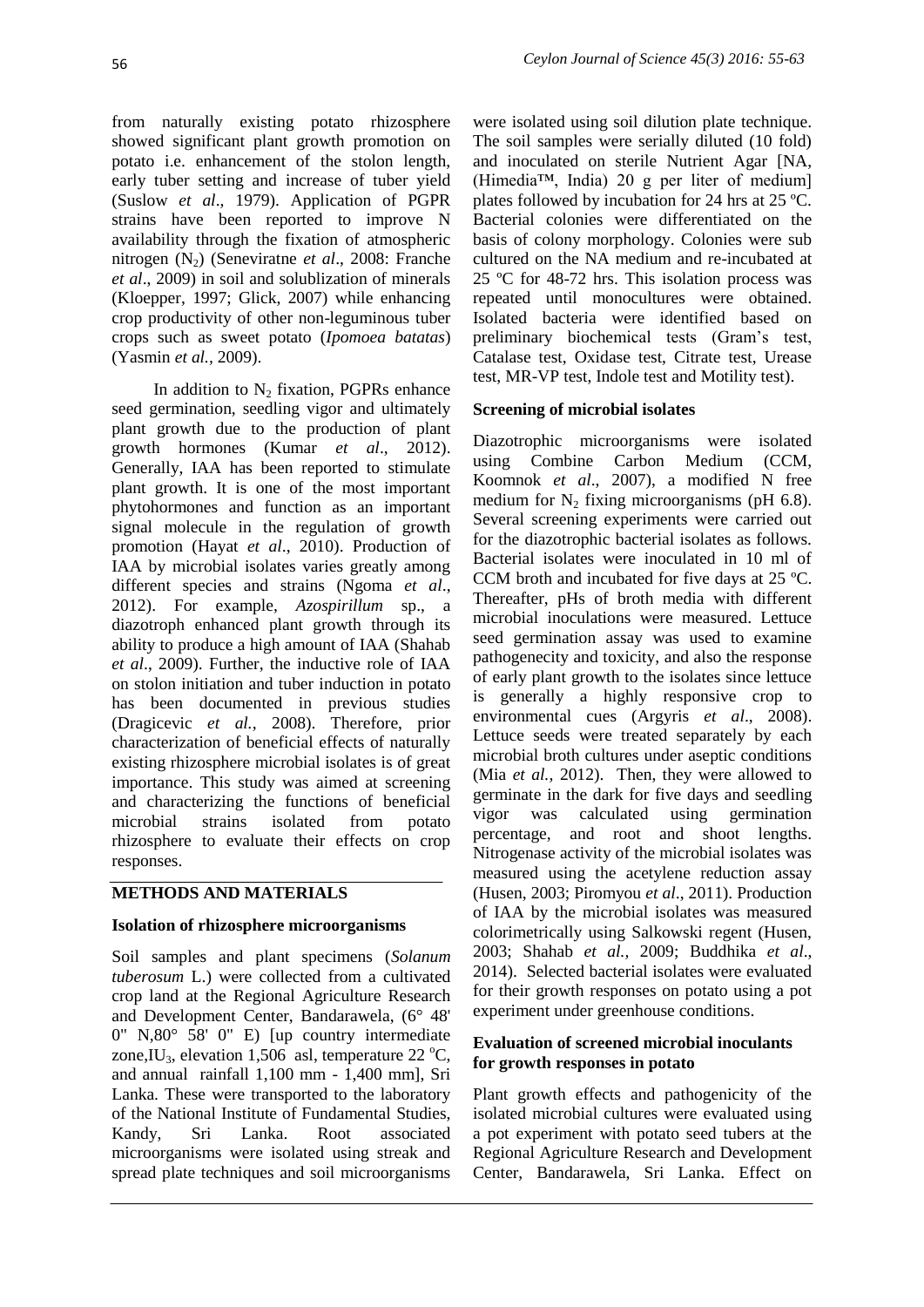from naturally existing potato rhizosphere showed significant plant growth promotion on potato i.e. enhancement of the stolon length, early tuber setting and increase of tuber yield (Suslow *et al*., 1979). Application of PGPR strains have been reported to improve N availability through the fixation of atmospheric nitrogen ($N_2$) (Seneviratne *et al*., 2008: Franche *et al*., 2009) in soil and solublization of minerals (Kloepper, 1997; Glick, 2007) while enhancing crop productivity of other non-leguminous tuber crops such as sweet potato (*Ipomoea batatas*) (Yasmin *et al.,* 2009).

In addition to $N_2$ fixation, PGPRs enhance seed germination, seedling vigor and ultimately plant growth due to the production of plant growth hormones (Kumar *et al*., 2012). Generally, IAA has been reported to stimulate plant growth. It is one of the most important phytohormones and function as an important signal molecule in the regulation of growth promotion (Hayat *et al*., 2010). Production of IAA by microbial isolates varies greatly among different species and strains (Ngoma *et al*., 2012). For example, *Azospirillum* sp., a diazotroph enhanced plant growth through its ability to produce a high amount of IAA (Shahab *et al*., 2009). Further, the inductive role of IAA on stolon initiation and tuber induction in potato has been documented in previous studies (Dragicevic *et al.,* 2008). Therefore, prior characterization of beneficial effects of naturally existing rhizosphere microbial isolates is of great importance. This study was aimed at screening and characterizing the functions of beneficial microbial strains isolated from potato rhizosphere to evaluate their effects on crop responses.

## METHODS AND MATERIALS

### Isolation of rhizosphere microorganisms

Soil samples and plant specimens (*Solanum tuberosum* L.) were collected from a cultivated crop land at the Regional Agriculture Research and Development Center, Bandarawela, (6° 48' 0" N,80° 58' 0" E) [up country intermediate zone,$IU_3$, elevation 1,506 asl, temperature 22 °C, and annual rainfall 1,100 mm - 1,400 mm], Sri Lanka. These were transported to the laboratory of the National Institute of Fundamental Studies, Kandy, Sri Lanka. Root associated microorganisms were isolated using streak and spread plate techniques and soil microorganisms were isolated using soil dilution plate technique. The soil samples were serially diluted (10 fold) and inoculated on sterile Nutrient Agar [NA, (Himedia™, India) 20 g per liter of medium] plates followed by incubation for 24 hrs at 25 ºC. Bacterial colonies were differentiated on the basis of colony morphology. Colonies were sub cultured on the NA medium and re-incubated at 25 ºC for 48-72 hrs. This isolation process was repeated until monocultures were obtained. Isolated bacteria were identified based on preliminary biochemical tests (Gram's test, Catalase test, Oxidase test, Citrate test, Urease test, MR-VP test, Indole test and Motility test).

### Screening of microbial isolates

Diazotrophic microorganisms were isolated using Combine Carbon Medium (CCM, Koomnok *et al*., 2007), a modified N free medium for $N_2$ fixing microorganisms (pH 6.8). Several screening experiments were carried out for the diazotrophic bacterial isolates as follows. Bacterial isolates were inoculated in 10 ml of CCM broth and incubated for five days at 25 ºC. Thereafter, pHs of broth media with different microbial inoculations were measured. Lettuce seed germination assay was used to examine pathogenecity and toxicity, and also the response of early plant growth to the isolates since lettuce is generally a highly responsive crop to environmental cues (Argyris *et al*., 2008). Lettuce seeds were treated separately by each microbial broth cultures under aseptic conditions (Mia *et al.,* 2012). Then, they were allowed to germinate in the dark for five days and seedling vigor was calculated using germination percentage, and root and shoot lengths. Nitrogenase activity of the microbial isolates was measured using the acetylene reduction assay (Husen, 2003; Piromyou *et al*., 2011). Production of IAA by the microbial isolates was measured colorimetrically using Salkowski regent (Husen, 2003; Shahab *et al.,* 2009; Buddhika *et al*., 2014). Selected bacterial isolates were evaluated for their growth responses on potato using a pot experiment under greenhouse conditions.

### Evaluation of screened microbial inoculants for growth responses in potato

Plant growth effects and pathogenicity of the isolated microbial cultures were evaluated using a pot experiment with potato seed tubers at the Regional Agriculture Research and Development Center, Bandarawela, Sri Lanka. Effect on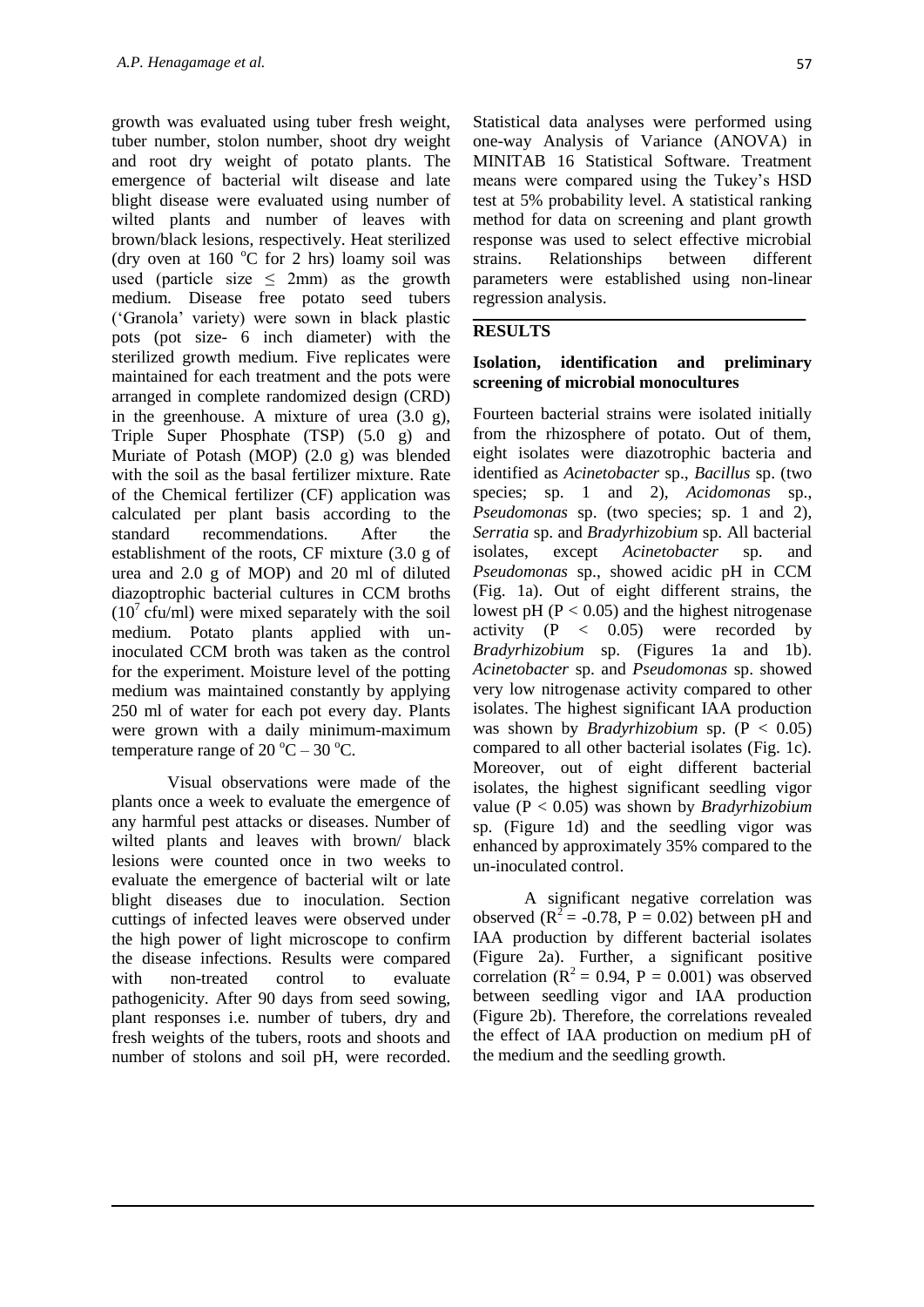growth was evaluated using tuber fresh weight, tuber number, stolon number, shoot dry weight and root dry weight of potato plants. The emergence of bacterial wilt disease and late blight disease were evaluated using number of wilted plants and number of leaves with brown/black lesions, respectively. Heat sterilized (dry oven at 160 $^{o}$C for 2 hrs) loamy soil was used (particle size $\leq$ 2mm) as the growth medium. Disease free potato seed tubers ('Granola' variety) were sown in black plastic pots (pot size- 6 inch diameter) with the sterilized growth medium. Five replicates were maintained for each treatment and the pots were arranged in complete randomized design (CRD) in the greenhouse. A mixture of urea (3.0 g), Triple Super Phosphate (TSP) (5.0 g) and Muriate of Potash (MOP) (2.0 g) was blended with the soil as the basal fertilizer mixture. Rate of the Chemical fertilizer (CF) application was calculated per plant basis according to the standard recommendations. After the establishment of the roots, CF mixture (3.0 g of urea and 2.0 g of MOP) and 20 ml of diluted diazoptrophic bacterial cultures in CCM broths ($10^7$ cfu/ml) were mixed separately with the soil medium. Potato plants applied with un-inoculated CCM broth was taken as the control for the experiment. Moisture level of the potting medium was maintained constantly by applying 250 ml of water for each pot every day. Plants were grown with a daily minimum-maximum temperature range of 20 $^{o}$C – 30 $^{o}$C.

Visual observations were made of the plants once a week to evaluate the emergence of any harmful pest attacks or diseases. Number of wilted plants and leaves with brown/ black lesions were counted once in two weeks to evaluate the emergence of bacterial wilt or late blight diseases due to inoculation. Section cuttings of infected leaves were observed under the high power of light microscope to confirm the disease infections. Results were compared with non-treated control to evaluate pathogenicity. After 90 days from seed sowing, plant responses i.e. number of tubers, dry and fresh weights of the tubers, roots and shoots and number of stolons and soil pH, were recorded. Statistical data analyses were performed using one-way Analysis of Variance (ANOVA) in MINITAB 16 Statistical Software. Treatment means were compared using the Tukey's HSD test at 5% probability level. A statistical ranking method for data on screening and plant growth response was used to select effective microbial strains. Relationships between different parameters were established using non-linear regression analysis.

## RESULTS

### Isolation, identification and preliminary screening of microbial monocultures

Fourteen bacterial strains were isolated initially from the rhizosphere of potato. Out of them, eight isolates were diazotrophic bacteria and identified as *Acinetobacter* sp., *Bacillus* sp. (two species; sp. 1 and 2), *Acidomonas* sp., *Pseudomonas* sp. (two species; sp. 1 and 2), *Serratia* sp. and *Bradyrhizobium* sp. All bacterial isolates, except *Acinetobacter* sp. and *Pseudomonas* sp., showed acidic pH in CCM (Fig. 1a). Out of eight different strains, the lowest pH ($P < 0.05$) and the highest nitrogenase activity ($P < 0.05$) were recorded by *Bradyrhizobium* sp. (Figures 1a and 1b). *Acinetobacter* sp. and *Pseudomonas* sp. showed very low nitrogenase activity compared to other isolates. The highest significant IAA production was shown by *Bradyrhizobium* sp. ($P < 0.05$) compared to all other bacterial isolates (Fig. 1c). Moreover, out of eight different bacterial isolates, the highest significant seedling vigor value ($P < 0.05$) was shown by *Bradyrhizobium* sp. (Figure 1d) and the seedling vigor was enhanced by approximately 35% compared to the un-inoculated control.

A significant negative correlation was observed ($R^2 = -0.78$, $P = 0.02$) between pH and IAA production by different bacterial isolates (Figure 2a). Further, a significant positive correlation ($R^2 = 0.94$, $P = 0.001$) was observed between seedling vigor and IAA production (Figure 2b). Therefore, the correlations revealed the effect of IAA production on medium pH of the medium and the seedling growth.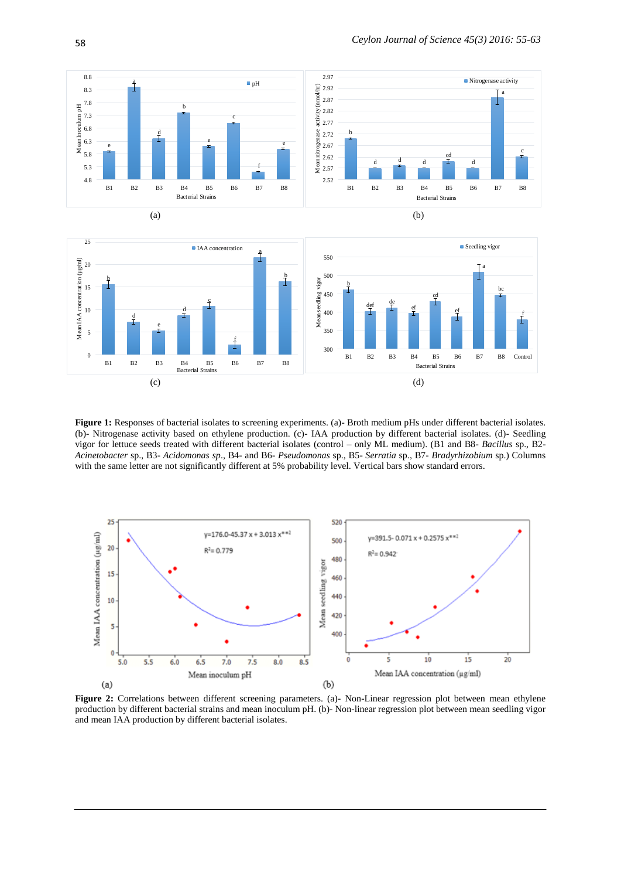**Figure 1:** Responses of bacterial isolates to screening experiments. (a)- Broth medium pHs under different bacterial isolates. (b)- Nitrogenase activity based on ethylene production. (c)- IAA production by different bacterial isolates. (d)- Seedling vigor for lettuce seeds treated with different bacterial isolates (control – only ML medium). (B1 and B8- *Bacillus* sp., B2- *Acinetobacter* sp., B3- *Acidomonas sp*., B4- and B6- *Pseudomonas* sp., B5- *Serratia* sp., B7- *Bradyrhizobium* sp.) Columns with the same letter are not significantly different at 5% probability level. Vertical bars show standard errors.

**Figure 2:** Correlations between different screening parameters. (a)- Non-Linear regression plot between mean ethylene production by different bacterial strains and mean inoculum pH. (b)- Non-linear regression plot between mean seedling vigor and mean IAA production by different bacterial isolates.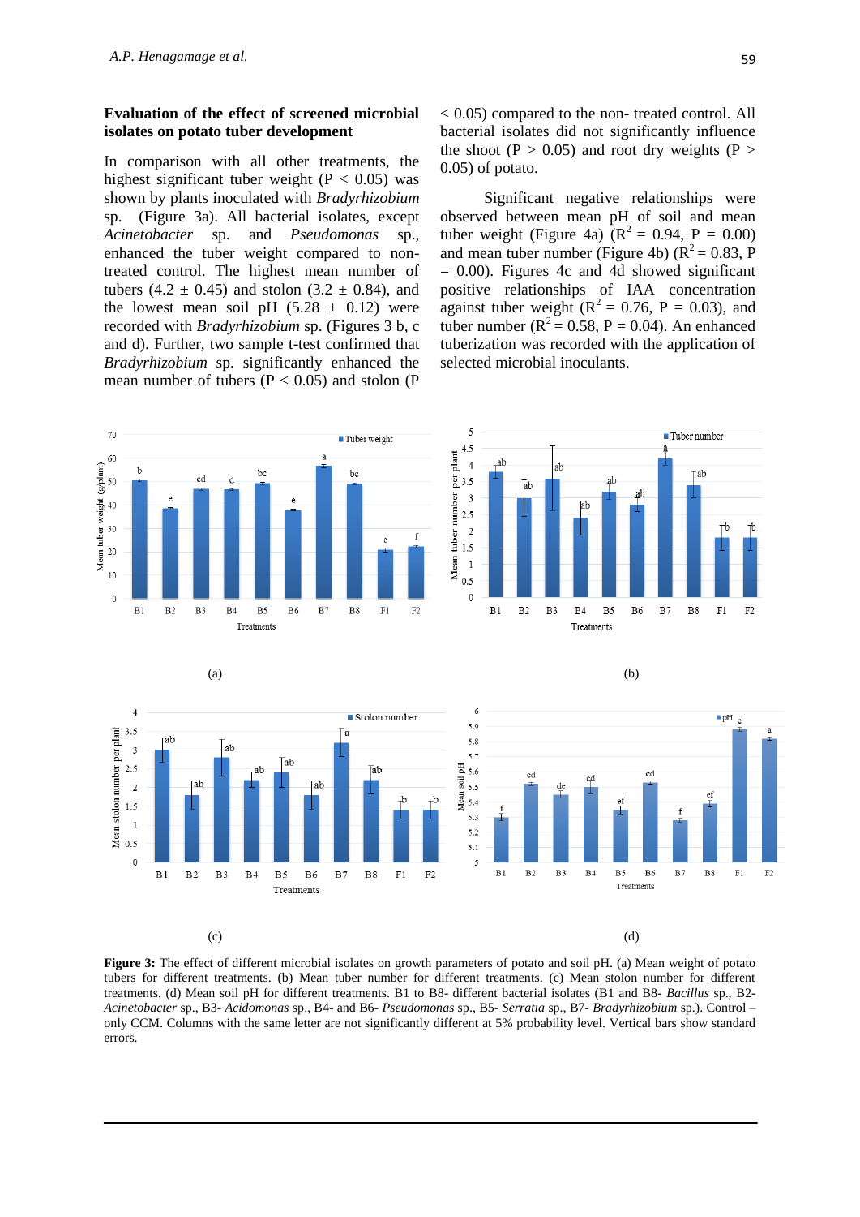### Evaluation of the effect of screened microbial isolates on potato tuber development

In comparison with all other treatments, the highest significant tuber weight ($P < 0.05$) was shown by plants inoculated with *Bradyrhizobium* sp. (Figure 3a). All bacterial isolates, except *Acinetobacter* sp. and *Pseudomonas* sp., enhanced the tuber weight compared to non-treated control. The highest mean number of tubers (4.2 ± 0.45) and stolon (3.2 ± 0.84), and the lowest mean soil pH (5.28 ± 0.12) were recorded with *Bradyrhizobium* sp. (Figures 3 b, c and d). Further, two sample t-test confirmed that *Bradyrhizobium* sp. significantly enhanced the mean number of tubers ($P < 0.05$) and stolon ($P < 0.05$) compared to the non- treated control. All bacterial isolates did not significantly influence the shoot ($P > 0.05$) and root dry weights ($P > 0.05$) of potato.

Significant negative relationships were observed between mean pH of soil and mean tuber weight (Figure 4a) ($R^2 = 0.94$, $P = 0.00$) and mean tuber number (Figure 4b) ($R^2 = 0.83$, $P = 0.00$). Figures 4c and 4d showed significant positive relationships of IAA concentration against tuber weight ($R^2 = 0.76$, $P = 0.03$), and tuber number ($R^2 = 0.58$, $P = 0.04$). An enhanced tuberization was recorded with the application of selected microbial inoculants.

(a)

(b)

(c)

(d)

**Figure 3:** The effect of different microbial isolates on growth parameters of potato and soil pH. (a) Mean weight of potato tubers for different treatments. (b) Mean tuber number for different treatments. (c) Mean stolon number for different treatments. (d) Mean soil pH for different treatments. B1 to B8- different bacterial isolates (B1 and B8- *Bacillus* sp., B2- *Acinetobacter* sp., B3- *Acidomonas* sp., B4- and B6- *Pseudomonas* sp., B5- *Serratia* sp., B7- *Bradyrhizobium* sp.). Control – only CCM. Columns with the same letter are not significantly different at 5% probability level. Vertical bars show standard errors.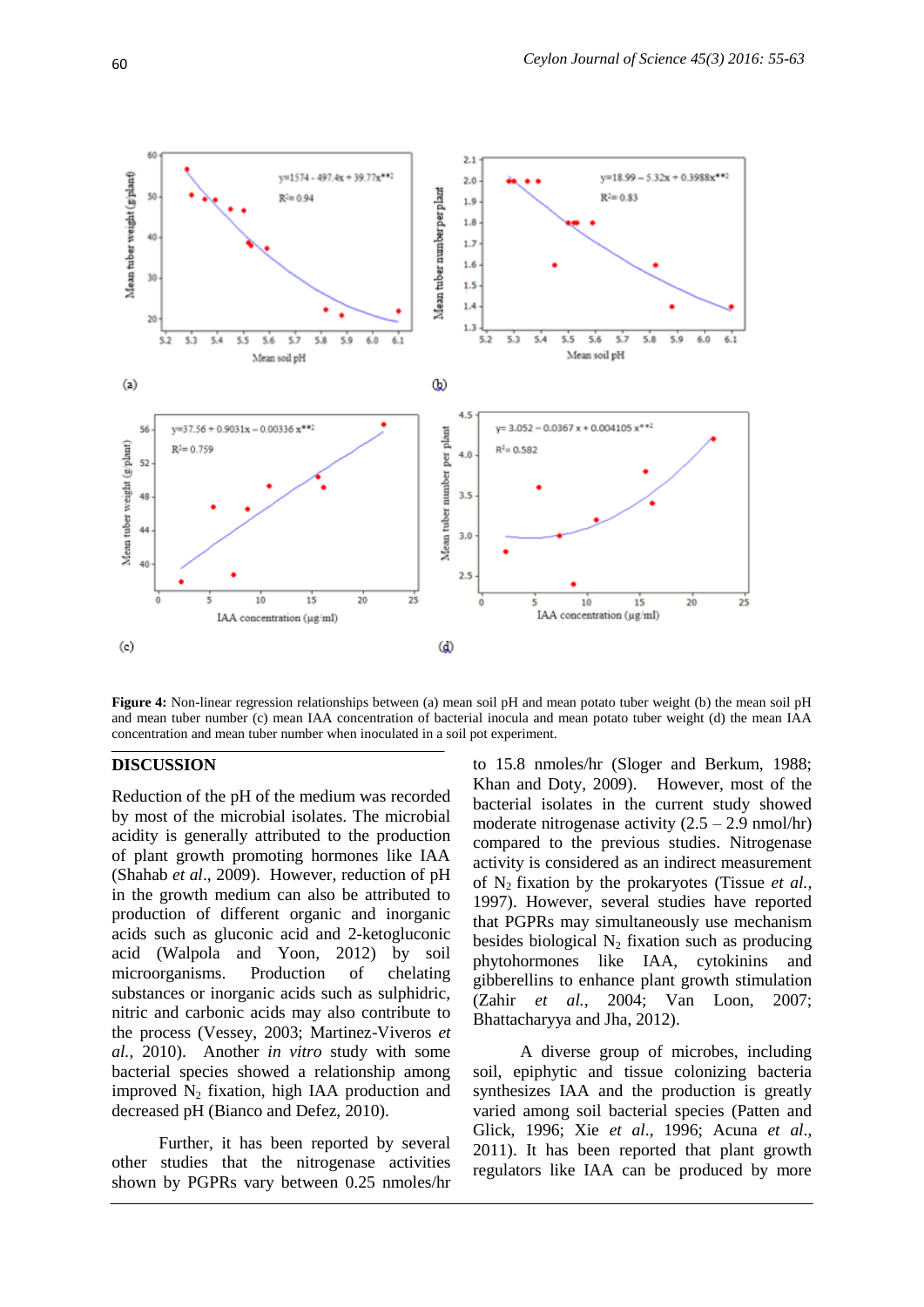**Figure 4:** Non-linear regression relationships between (a) mean soil pH and mean potato tuber weight (b) the mean soil pH and mean tuber number (c) mean IAA concentration of bacterial inocula and mean potato tuber weight (d) the mean IAA concentration and mean tuber number when inoculated in a soil pot experiment.

## DISCUSSION

Reduction of the pH of the medium was recorded by most of the microbial isolates. The microbial acidity is generally attributed to the production of plant growth promoting hormones like IAA (Shahab *et al*., 2009). However, reduction of pH in the growth medium can also be attributed to production of different organic and inorganic acids such as gluconic acid and 2-ketogluconic acid (Walpola and Yoon, 2012) by soil microorganisms. Production of chelating substances or inorganic acids such as sulphidric, nitric and carbonic acids may also contribute to the process (Vessey, 2003; Martinez-Viveros *et al.*, 2010). Another *in vitro* study with some bacterial species showed a relationship among improved $N_2$ fixation, high IAA production and decreased pH (Bianco and Defez, 2010).

Further, it has been reported by several other studies that the nitrogenase activities shown by PGPRs vary between 0.25 nmoles/hr to 15.8 nmoles/hr (Sloger and Berkum, 1988; Khan and Doty, 2009). However, most of the bacterial isolates in the current study showed moderate nitrogenase activity (2.5 – 2.9 nmol/hr) compared to the previous studies. Nitrogenase activity is considered as an indirect measurement of $N_2$ fixation by the prokaryotes (Tissue *et al.*, 1997). However, several studies have reported that PGPRs may simultaneously use mechanism besides biological $N_2$ fixation such as producing phytohormones like IAA, cytokinins and gibberellins to enhance plant growth stimulation (Zahir *et al.*, 2004; Van Loon, 2007; Bhattacharyya and Jha, 2012).

A diverse group of microbes, including soil, epiphytic and tissue colonizing bacteria synthesizes IAA and the production is greatly varied among soil bacterial species (Patten and Glick, 1996; Xie *et al.*, 1996; Acuna *et al.*, 2011). It has been reported that plant growth regulators like IAA can be produced by more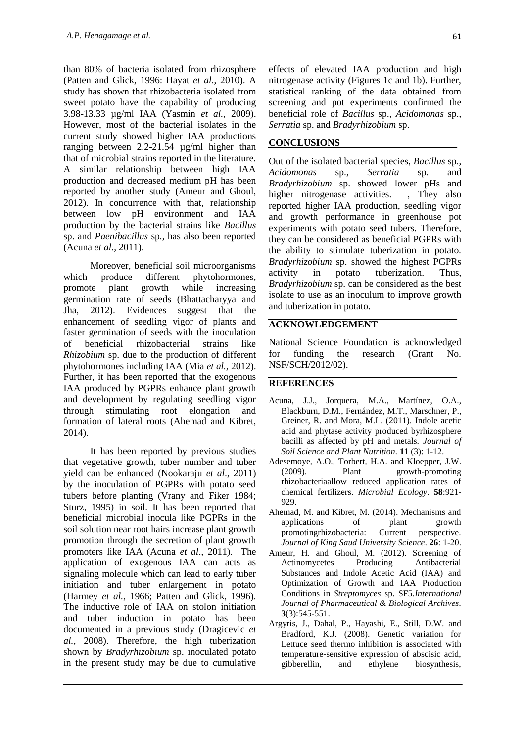than 80% of bacteria isolated from rhizosphere (Patten and Glick, 1996: Hayat *et al*., 2010). A study has shown that rhizobacteria isolated from sweet potato have the capability of producing 3.98-13.33 µg/ml IAA (Yasmin *et al.,* 2009). However, most of the bacterial isolates in the current study showed higher IAA productions ranging between 2.2-21.54 µg/ml higher than that of microbial strains reported in the literature. A similar relationship between high IAA production and decreased medium pH has been reported by another study (Ameur and Ghoul, 2012). In concurrence with that, relationship between low pH environment and IAA production by the bacterial strains like *Bacillus* sp. and *Paenibacillus* sp., has also been reported (Acuna *et al*., 2011).

Moreover, beneficial soil microorganisms which produce different phytohormones, promote plant growth while increasing germination rate of seeds (Bhattacharyya and Jha, 2012). Evidences suggest that the enhancement of seedling vigor of plants and faster germination of seeds with the inoculation of beneficial rhizobacterial strains like *Rhizobium* sp. due to the production of different phytohormones including IAA (Mia *et al.,* 2012). Further, it has been reported that the exogenous IAA produced by PGPRs enhance plant growth and development by regulating seedling vigor through stimulating root elongation and formation of lateral roots (Ahemad and Kibret, 2014).

It has been reported by previous studies that vegetative growth, tuber number and tuber yield can be enhanced (Nookaraju *et al*., 2011) by the inoculation of PGPRs with potato seed tubers before planting (Vrany and Fiker 1984; Sturz, 1995) in soil. It has been reported that beneficial microbial inocula like PGPRs in the soil solution near root hairs increase plant growth promotion through the secretion of plant growth promoters like IAA (Acuna *et al*., 2011). The application of exogenous IAA can acts as signaling molecule which can lead to early tuber initiation and tuber enlargement in potato (Harmey *et al.,* 1966; Patten and Glick, 1996). The inductive role of IAA on stolon initiation and tuber induction in potato has been documented in a previous study (Dragicevic *et al.,* 2008). Therefore, the high tuberization shown by *Bradyrhizobium* sp. inoculated potato in the present study may be due to cumulative effects of elevated IAA production and high nitrogenase activity (Figures 1c and 1b). Further, statistical ranking of the data obtained from screening and pot experiments confirmed the beneficial role of *Bacillus* sp., *Acidomonas* sp., *Serratia* sp. and *Bradyrhizobium* sp.

## CONCLUSIONS

Out of the isolated bacterial species, *Bacillus* sp., *Acidomonas* sp., *Serratia* sp. and *Bradyrhizobium* sp. showed lower pHs and higher nitrogenase activities. , They also reported higher IAA production, seedling vigor and growth performance in greenhouse pot experiments with potato seed tubers. Therefore, they can be considered as beneficial PGPRs with the ability to stimulate tuberization in potato. *Bradyrhizobium* sp. showed the highest PGPRs activity in potato tuberization. Thus, *Bradyrhizobium* sp. can be considered as the best isolate to use as an inoculum to improve growth and tuberization in potato.

## ACKNOWLEDGEMENT

National Science Foundation is acknowledged for funding the research (Grant No. NSF/SCH/2012/02).

## REFERENCES

Acuna, J.J., Jorquera, M.A., Martínez, O.A., Blackburn, D.M., Fernández, M.T., Marschner, P., Greiner, R. and Mora, M.L. (2011). Indole acetic acid and phytase activity produced byrhizosphere bacilli as affected by pH and metals. *Journal of Soil Science and Plant Nutrition*. **11** (3): 1-12.

Adesemoye, A.O., Torbert, H.A. and Kloepper, J.W. (2009). Plant growth-promoting rhizobacteriaallow reduced application rates of chemical fertilizers. *Microbial Ecology*. **58**:921-929.

Ahemad, M. and Kibret, M. (2014). Mechanisms and applications of plant growth promotingrhizobacteria: Current perspective. *Journal of King Saud University Science*. **26**: 1-20.

Ameur, H. and Ghoul, M. (2012). Screening of Actinomycetes Producing Antibacterial Substances and Indole Acetic Acid (IAA) and Optimization of Growth and IAA Production Conditions in *Streptomyces* sp. SF5.*International Journal of Pharmaceutical & Biological Archives*. **3**(3):545-551.

Argyris, J., Dahal, P., Hayashi, E., Still, D.W. and Bradford, K.J. (2008). Genetic variation for Lettuce seed thermo inhibition is associated with temperature-sensitive expression of abscisic acid, gibberellin, and ethylene biosynthesis,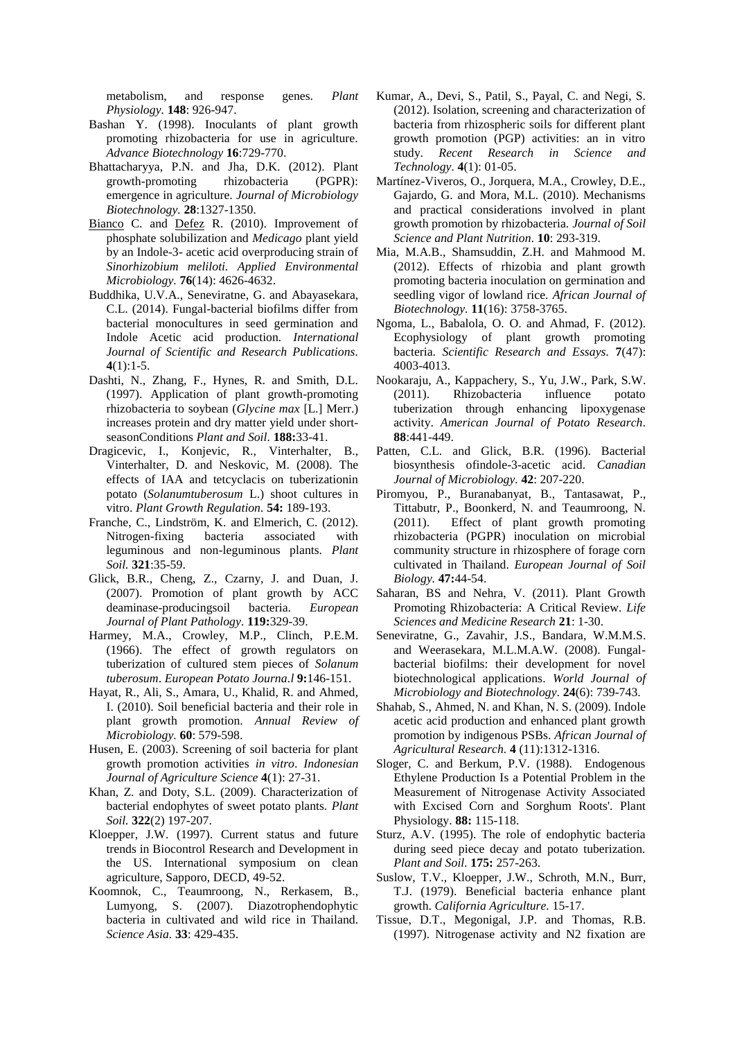metabolism, and response genes. *Plant Physiology*. **148**: 926-947.

Bashan Y. (1998). Inoculants of plant growth promoting rhizobacteria for use in agriculture. *Advance Biotechnology* **16**:729-770.

Bhattacharyya, P.N. and Jha, D.K. (2012). Plant growth-promoting rhizobacteria (PGPR): emergence in agriculture. *Journal of Microbiology Biotechnology.* **28**:1327-1350.

Bianco C. and Defez R. (2010). Improvement of phosphate solubilization and *Medicago* plant yield by an Indole-3- acetic acid overproducing strain of *Sinorhizobium meliloti. Applied Environmental Microbiology.* **76**(14): 4626-4632.

Buddhika, U.V.A., Seneviratne, G. and Abayasekara, C.L. (2014). Fungal-bacterial biofilms differ from bacterial monocultures in seed germination and Indole Acetic acid production. *International Journal of Scientific and Research Publications*. **4**(1):1-5.

Dashti, N., Zhang, F., Hynes, R. and Smith, D.L. (1997). Application of plant growth-promoting rhizobacteria to soybean (*Glycine max* [L.] Merr.) increases protein and dry matter yield under short-seasonConditions *Plant and Soil*. **188:**33-41.

Dragicevic, I., Konjevic, R., Vinterhalter, B., Vinterhalter, D. and Neskovic, M. (2008). The effects of IAA and tetcyclacis on tuberizationin potato (*Solanumtuberosum* L.) shoot cultures in vitro. *Plant Growth Regulation*. **54:** 189-193.

Franche, C., Lindström, K. and Elmerich, C. (2012). Nitrogen-fixing bacteria associated with leguminous and non-leguminous plants. *Plant Soil*. **321**:35-59.

Glick, B.R., Cheng, Z., Czarny, J. and Duan, J. (2007). Promotion of plant growth by ACC deaminase-producingsoil bacteria. *European Journal of Plant Pathology*. **119:**329-39.

Harmey, M.A., Crowley, M.P., Clinch, P.E.M. (1966). The effect of growth regulators on tuberization of cultured stem pieces of *Solanum tuberosum*. *European Potato Journa.l* **9:**146-151.

Hayat, R., Ali, S., Amara, U., Khalid, R. and Ahmed, I. (2010). Soil beneficial bacteria and their role in plant growth promotion. *Annual Review of Microbiology.* **60**: 579-598.

Husen, E. (2003). Screening of soil bacteria for plant growth promotion activities *in vitro*. *Indonesian Journal of Agriculture Science* **4**(1): 27-31.

Khan, Z. and Doty, S.L. (2009). Characterization of bacterial endophytes of sweet potato plants. *Plant Soil.* **322**(2) 197-207.

Kloepper, J.W. (1997). Current status and future trends in Biocontrol Research and Development in the US. International symposium on clean agriculture, Sapporo, DECD, 49-52.

Koomnok, C., Teaumroong, N., Rerkasem, B., Lumyong, S. (2007). Diazotrophendophytic bacteria in cultivated and wild rice in Thailand. *Science Asia.* **33**: 429-435.

Kumar, A., Devi, S., Patil, S., Payal, C. and Negi, S. (2012). Isolation, screening and characterization of bacteria from rhizospheric soils for different plant growth promotion (PGP) activities: an in vitro study. *Recent Research in Science and Technology*. **4**(1): 01-05.

Martínez-Viveros, O., Jorquera, M.A., Crowley, D.E., Gajardo, G. and Mora, M.L. (2010). Mechanisms and practical considerations involved in plant growth promotion by rhizobacteria. *Journal of Soil Science and Plant Nutrition*. **10**: 293-319.

Mia, M.A.B., Shamsuddin, Z.H. and Mahmood M. (2012). Effects of rhizobia and plant growth promoting bacteria inoculation on germination and seedling vigor of lowland rice. *African Journal of Biotechnology.* **11**(16): 3758-3765.

Ngoma, L., Babalola, O. O. and Ahmad, F. (2012). Ecophysiology of plant growth promoting bacteria. *Scientific Research and Essays*. **7**(47): 4003-4013.

Nookaraju, A., Kappachery, S., Yu, J.W., Park, S.W. (2011). Rhizobacteria influence potato tuberization through enhancing lipoxygenase activity. *American Journal of Potato Research*. **88**:441-449.

Patten, C.L. and Glick, B.R. (1996). Bacterial biosynthesis ofindole-3-acetic acid. *Canadian Journal of Microbiology.* **42**: 207-220.

Piromyou, P., Buranabanyat, B., Tantasawat, P., Tittabutr, P., Boonkerd, N. and Teaumroong, N. (2011). Effect of plant growth promoting rhizobacteria (PGPR) inoculation on microbial community structure in rhizosphere of forage corn cultivated in Thailand. *European Journal of Soil Biology.* **47:**44-54.

Saharan, BS and Nehra, V. (2011). Plant Growth Promoting Rhizobacteria: A Critical Review. *Life Sciences and Medicine Research* **21**: 1-30.

Seneviratne, G., Zavahir, J.S., Bandara, W.M.M.S. and Weerasekara, M.L.M.A.W. (2008). Fungal-bacterial biofilms: their development for novel biotechnological applications. *World Journal of Microbiology and Biotechnology*. **24**(6): 739-743.

Shahab, S., Ahmed, N. and Khan, N. S. (2009). Indole acetic acid production and enhanced plant growth promotion by indigenous PSBs. *African Journal of Agricultural Research.* **4** (11):1312-1316.

Sloger, C. and Berkum, P.V. (1988). Endogenous Ethylene Production Is a Potential Problem in the Measurement of Nitrogenase Activity Associated with Excised Corn and Sorghum Roots'. Plant Physiology. **88:** 115-118.

Sturz, A.V. (1995). The role of endophytic bacteria during seed piece decay and potato tuberization. *Plant and Soil.* **175:** 257-263.

Suslow, T.V., Kloepper, J.W., Schroth, M.N., Burr, T.J. (1979). Beneficial bacteria enhance plant growth. *California Agriculture.* 15-17.

Tissue, D.T., Megonigal, J.P. and Thomas, R.B. (1997). Nitrogenase activity and N2 fixation are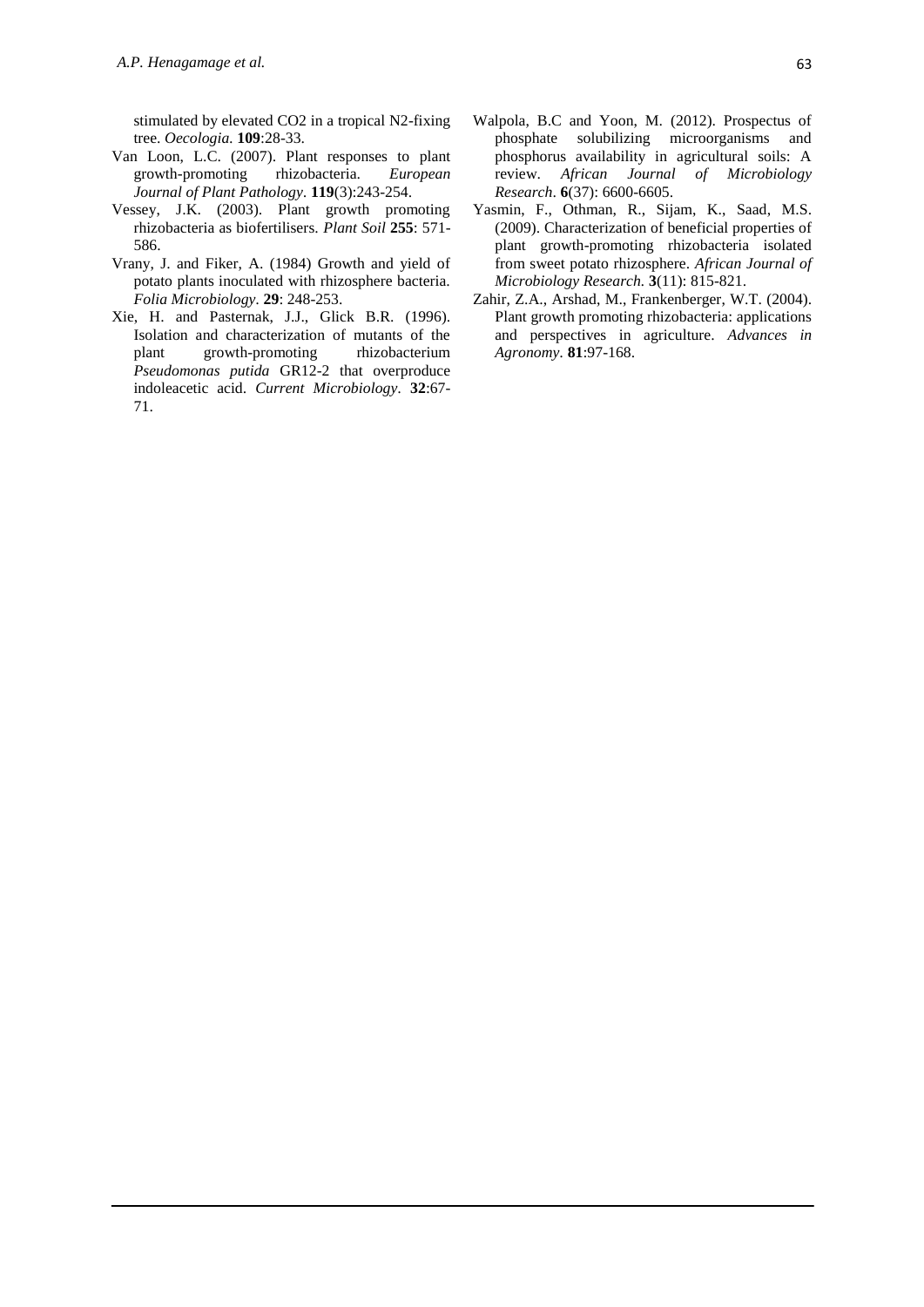stimulated by elevated $CO_2$ in a tropical $N_2$-fixing tree. *Oecologia.* **109**:28-33.

Van Loon, L.C. (2007). Plant responses to plant growth-promoting rhizobacteria. *European Journal of Plant Pathology*. **119**(3):243-254.

Vessey, J.K. (2003). Plant growth promoting rhizobacteria as biofertilisers. *Plant Soil* **255**: 571-586.

Vrany, J. and Fiker, A. (1984) Growth and yield of potato plants inoculated with rhizosphere bacteria. *Folia Microbiology*. **29**: 248-253.

Xie, H. and Pasternak, J.J., Glick B.R. (1996). Isolation and characterization of mutants of the plant growth-promoting rhizobacterium *Pseudomonas putida* GR12-2 that overproduce indoleacetic acid. *Current Microbiology*. **32**:67-71.

Walpola, B.C and Yoon, M. (2012). Prospectus of phosphate solubilizing microorganisms and phosphorus availability in agricultural soils: A review. *African Journal of Microbiology Research*. **6**(37): 6600-6605.

Yasmin, F., Othman, R., Sijam, K., Saad, M.S. (2009). Characterization of beneficial properties of plant growth-promoting rhizobacteria isolated from sweet potato rhizosphere. *African Journal of Microbiology Research.* **3**(11): 815-821.

Zahir, Z.A., Arshad, M., Frankenberger, W.T. (2004). Plant growth promoting rhizobacteria: applications and perspectives in agriculture. *Advances in Agronomy*. **81**:97-168.